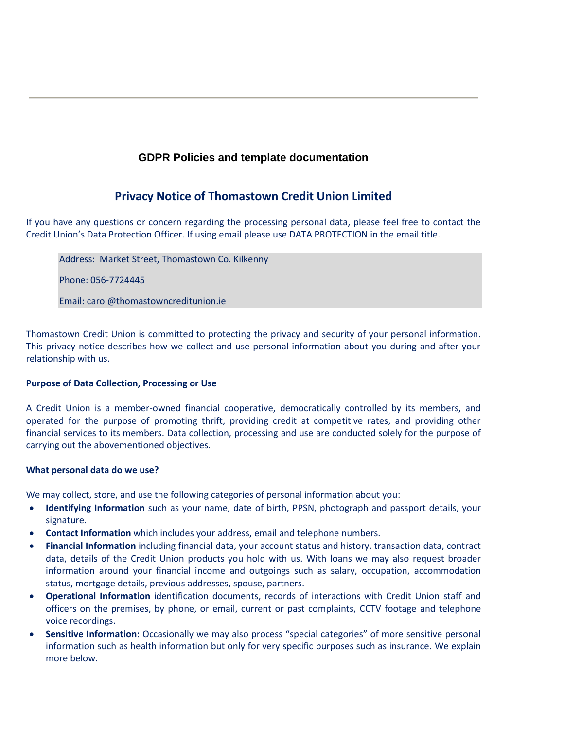## GDPR Policies and template documentation

# Privacy Notice of Thomastown Credit Union Limited

If you have any questions or concern regarding the processing personal data, please feel free to contact the Credit Union's Data Protection Officer. If using email please use DATA PROTECTION in the email title.

Address: Market Street, Thomastown Co. Kilkenny

Phone: 056-7724445

Email: carol@thomastowncreditunion.ie

Thomastown Credit Union is committed to protecting the privacy and security of your personal information. This privacy notice describes how we collect and use personal information about you during and after your relationship with us.

**Purpose of Data Collection, Processing or Use**

A Credit Union is a member-owned financial cooperative, democratically controlled by its members, and operated for the purpose of promoting thrift, providing credit at competitive rates, and providing other financial services to its members. Data collection, processing and use are conducted solely for the purpose of carrying out the abovementioned objectives.

**What personal data do we use?**

We may collect, store, and use the following categories of personal information about you:

- **Identifying Information** such as your name, date of birth, PPSN, photograph and passport details, your signature.
- **Contact Information** which includes your address, email and telephone numbers.
- **Financial Information** including financial data, your account status and history, transaction data, contract data, details of the Credit Union products you hold with us. With loans we may also request broader information around your financial income and outgoings such as salary, occupation, accommodation status, mortgage details, previous addresses, spouse, partners.
- **Operational Information** identification documents, records of interactions with Credit Union staff and officers on the premises, by phone, or email, current or past complaints, CCTV footage and telephone voice recordings.
- **Sensitive Information:** Occasionally we may also process "special categories" of more sensitive personal information such as health information but only for very specific purposes such as insurance. We explain more below.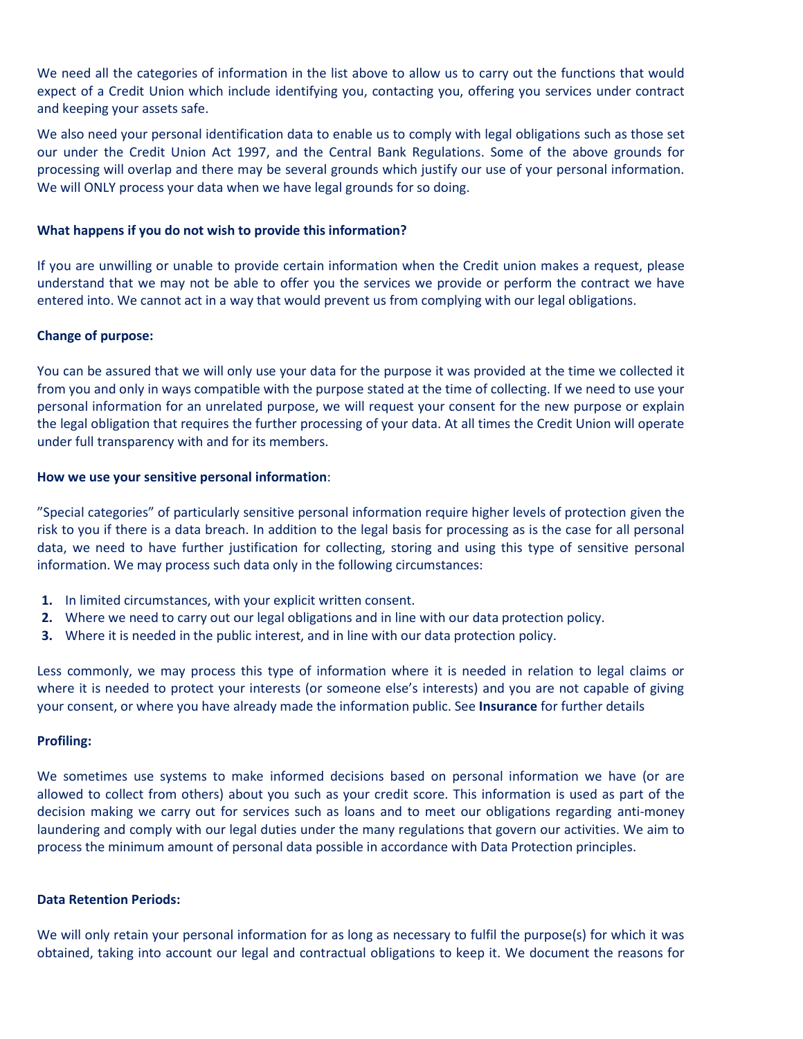We need all the categories of information in the list above to allow us to carry out the functions that would expect of a Credit Union which include identifying you, contacting you, offering you services under contract and keeping your assets safe.

We also need your personal identification data to enable us to comply with legal obligations such as those set our under the Credit Union Act 1997, and the Central Bank Regulations. Some of the above grounds for processing will overlap and there may be several grounds which justify our use of your personal information. We will ONLY process your data when we have legal grounds for so doing.

**What happens if you do not wish to provide this information?**

If you are unwilling or unable to provide certain information when the Credit union makes a request, please understand that we may not be able to offer you the services we provide or perform the contract we have entered into. We cannot act in a way that would prevent us from complying with our legal obligations.

**Change of purpose:**

You can be assured that we will only use your data for the purpose it was provided at the time we collected it from you and only in ways compatible with the purpose stated at the time of collecting. If we need to use your personal information for an unrelated purpose, we will request your consent for the new purpose or explain the legal obligation that requires the further processing of your data. At all times the Credit Union will operate under full transparency with and for its members.

**How we use your sensitive personal information**:

”Special categories” of particularly sensitive personal information require higher levels of protection given the risk to you if there is a data breach. In addition to the legal basis for processing as is the case for all personal data, we need to have further justification for collecting, storing and using this type of sensitive personal information. We may process such data only in the following circumstances:

1. In limited circumstances, with your explicit written consent.
2. Where we need to carry out our legal obligations and in line with our data protection policy.
3. Where it is needed in the public interest, and in line with our data protection policy.

Less commonly, we may process this type of information where it is needed in relation to legal claims or where it is needed to protect your interests (or someone else’s interests) and you are not capable of giving your consent, or where you have already made the information public. See **Insurance** for further details

**Profiling:**

We sometimes use systems to make informed decisions based on personal information we have (or are allowed to collect from others) about you such as your credit score. This information is used as part of the decision making we carry out for services such as loans and to meet our obligations regarding anti-money laundering and comply with our legal duties under the many regulations that govern our activities. We aim to process the minimum amount of personal data possible in accordance with Data Protection principles.

**Data Retention Periods:**

We will only retain your personal information for as long as necessary to fulfil the purpose(s) for which it was obtained, taking into account our legal and contractual obligations to keep it. We document the reasons for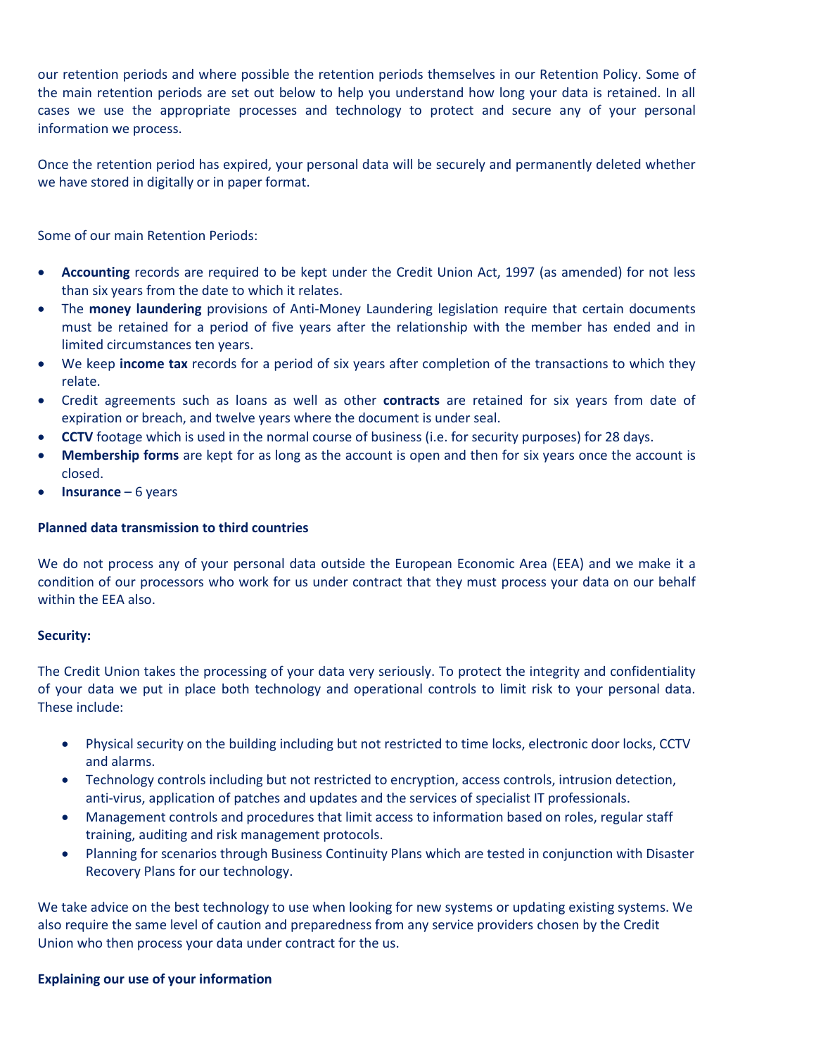our retention periods and where possible the retention periods themselves in our Retention Policy. Some of the main retention periods are set out below to help you understand how long your data is retained. In all cases we use the appropriate processes and technology to protect and secure any of your personal information we process.

Once the retention period has expired, your personal data will be securely and permanently deleted whether we have stored in digitally or in paper format.

Some of our main Retention Periods:

- **Accounting** records are required to be kept under the Credit Union Act, 1997 (as amended) for not less than six years from the date to which it relates.
- The **money laundering** provisions of Anti-Money Laundering legislation require that certain documents must be retained for a period of five years after the relationship with the member has ended and in limited circumstances ten years.
- We keep **income tax** records for a period of six years after completion of the transactions to which they relate.
- Credit agreements such as loans as well as other **contracts** are retained for six years from date of expiration or breach, and twelve years where the document is under seal.
- **CCTV** footage which is used in the normal course of business (i.e. for security purposes) for 28 days.
- **Membership forms** are kept for as long as the account is open and then for six years once the account is closed.
- **Insurance** – 6 years

**Planned data transmission to third countries**

We do not process any of your personal data outside the European Economic Area (EEA) and we make it a condition of our processors who work for us under contract that they must process your data on our behalf within the EEA also.

**Security:**

The Credit Union takes the processing of your data very seriously. To protect the integrity and confidentiality of your data we put in place both technology and operational controls to limit risk to your personal data. These include:

- Physical security on the building including but not restricted to time locks, electronic door locks, CCTV and alarms.
- Technology controls including but not restricted to encryption, access controls, intrusion detection, anti-virus, application of patches and updates and the services of specialist IT professionals.
- Management controls and procedures that limit access to information based on roles, regular staff training, auditing and risk management protocols.
- Planning for scenarios through Business Continuity Plans which are tested in conjunction with Disaster Recovery Plans for our technology.

We take advice on the best technology to use when looking for new systems or updating existing systems. We also require the same level of caution and preparedness from any service providers chosen by the Credit Union who then process your data under contract for the us.

**Explaining our use of your information**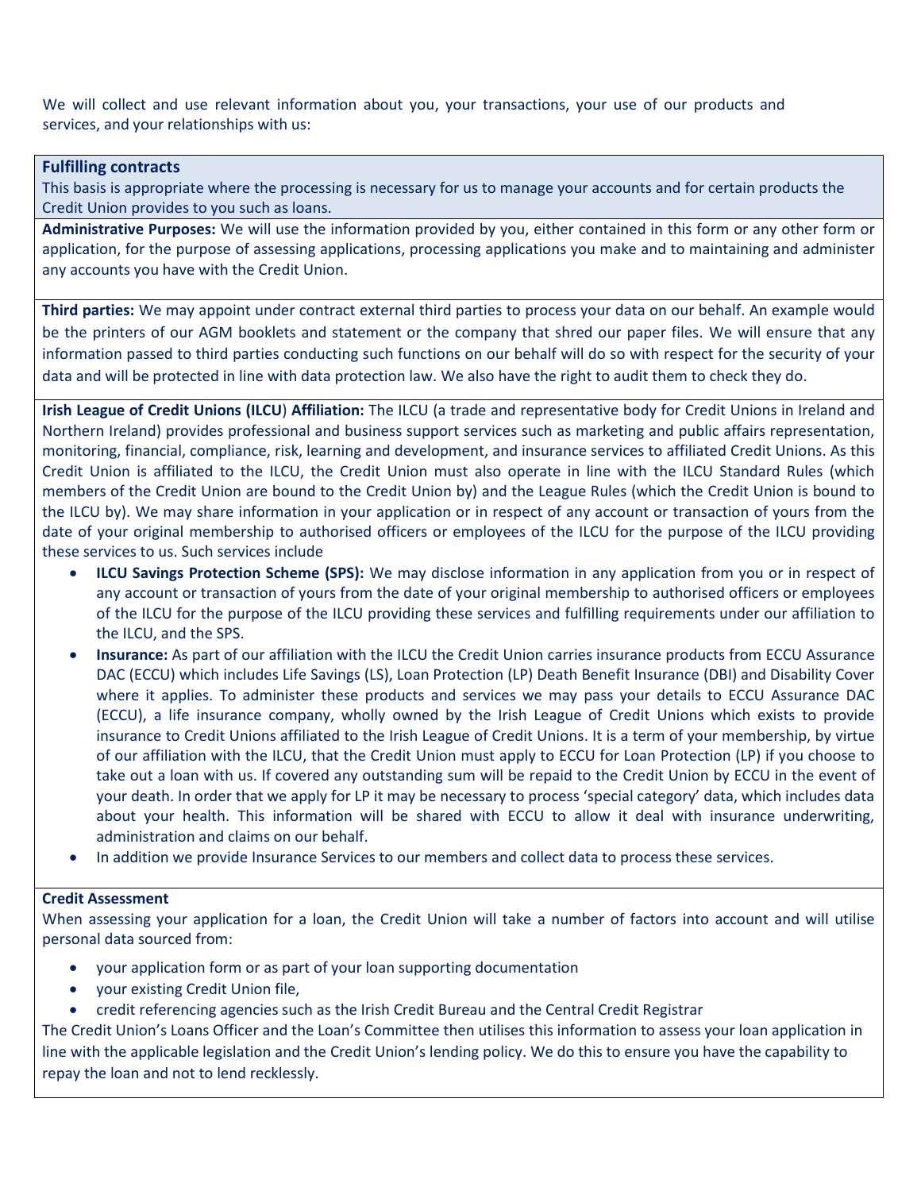We will collect and use relevant information about you, your transactions, your use of our products and services, and your relationships with us:

**Fulfilling contracts**

This basis is appropriate where the processing is necessary for us to manage your accounts and for certain products the Credit Union provides to you such as loans.

**Administrative Purposes:** We will use the information provided by you, either contained in this form or any other form or application, for the purpose of assessing applications, processing applications you make and to maintaining and administer any accounts you have with the Credit Union.

**Third parties:** We may appoint under contract external third parties to process your data on our behalf. An example would be the printers of our AGM booklets and statement or the company that shred our paper files. We will ensure that any information passed to third parties conducting such functions on our behalf will do so with respect for the security of your data and will be protected in line with data protection law. We also have the right to audit them to check they do.

**Irish League of Credit Unions (ILCU) Affiliation:** The ILCU (a trade and representative body for Credit Unions in Ireland and Northern Ireland) provides professional and business support services such as marketing and public affairs representation, monitoring, financial, compliance, risk, learning and development, and insurance services to affiliated Credit Unions. As this Credit Union is affiliated to the ILCU, the Credit Union must also operate in line with the ILCU Standard Rules (which members of the Credit Union are bound to the Credit Union by) and the League Rules (which the Credit Union is bound to the ILCU by). We may share information in your application or in respect of any account or transaction of yours from the date of your original membership to authorised officers or employees of the ILCU for the purpose of the ILCU providing these services to us. Such services include

- **ILCU Savings Protection Scheme (SPS):** We may disclose information in any application from you or in respect of any account or transaction of yours from the date of your original membership to authorised officers or employees of the ILCU for the purpose of the ILCU providing these services and fulfilling requirements under our affiliation to the ILCU, and the SPS.
- **Insurance:** As part of our affiliation with the ILCU the Credit Union carries insurance products from ECCU Assurance DAC (ECCU) which includes Life Savings (LS), Loan Protection (LP) Death Benefit Insurance (DBI) and Disability Cover where it applies. To administer these products and services we may pass your details to ECCU Assurance DAC (ECCU), a life insurance company, wholly owned by the Irish League of Credit Unions which exists to provide insurance to Credit Unions affiliated to the Irish League of Credit Unions. It is a term of your membership, by virtue of our affiliation with the ILCU, that the Credit Union must apply to ECCU for Loan Protection (LP) if you choose to take out a loan with us. If covered any outstanding sum will be repaid to the Credit Union by ECCU in the event of your death. In order that we apply for LP it may be necessary to process 'special category' data, which includes data about your health. This information will be shared with ECCU to allow it deal with insurance underwriting, administration and claims on our behalf.
- In addition we provide Insurance Services to our members and collect data to process these services.

**Credit Assessment**

When assessing your application for a loan, the Credit Union will take a number of factors into account and will utilise personal data sourced from:

- your application form or as part of your loan supporting documentation
- your existing Credit Union file,
- credit referencing agencies such as the Irish Credit Bureau and the Central Credit Registrar

The Credit Union's Loans Officer and the Loan's Committee then utilises this information to assess your loan application in line with the applicable legislation and the Credit Union's lending policy. We do this to ensure you have the capability to repay the loan and not to lend recklessly.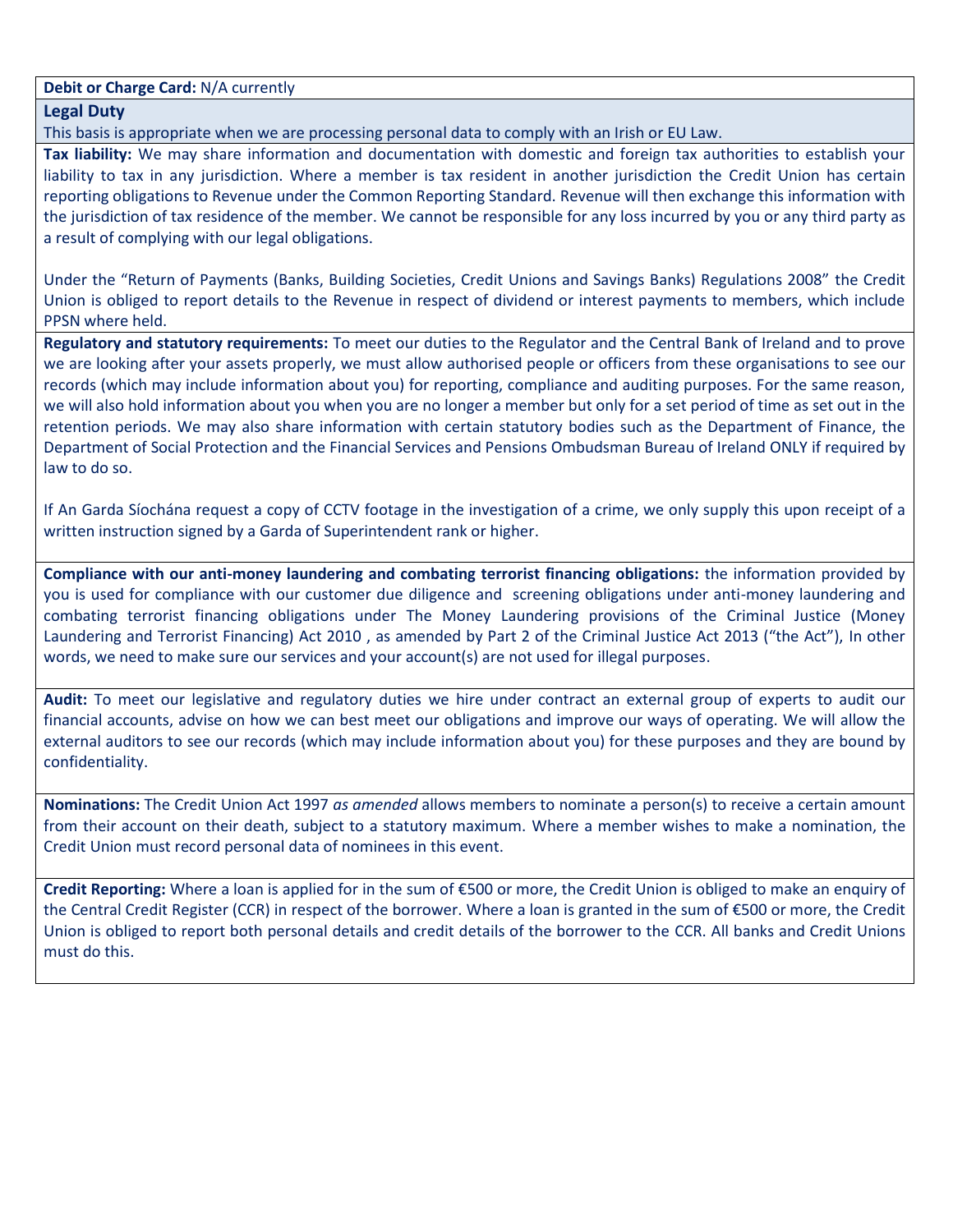**Debit or Charge Card:** N/A currently

## Legal Duty

This basis is appropriate when we are processing personal data to comply with an Irish or EU Law.

**Tax liability:** We may share information and documentation with domestic and foreign tax authorities to establish your liability to tax in any jurisdiction. Where a member is tax resident in another jurisdiction the Credit Union has certain reporting obligations to Revenue under the Common Reporting Standard. Revenue will then exchange this information with the jurisdiction of tax residence of the member. We cannot be responsible for any loss incurred by you or any third party as a result of complying with our legal obligations.

Under the "Return of Payments (Banks, Building Societies, Credit Unions and Savings Banks) Regulations 2008" the Credit Union is obliged to report details to the Revenue in respect of dividend or interest payments to members, which include PPSN where held.

**Regulatory and statutory requirements:** To meet our duties to the Regulator and the Central Bank of Ireland and to prove we are looking after your assets properly, we must allow authorised people or officers from these organisations to see our records (which may include information about you) for reporting, compliance and auditing purposes. For the same reason, we will also hold information about you when you are no longer a member but only for a set period of time as set out in the retention periods. We may also share information with certain statutory bodies such as the Department of Finance, the Department of Social Protection and the Financial Services and Pensions Ombudsman Bureau of Ireland ONLY if required by law to do so.

If An Garda Síochána request a copy of CCTV footage in the investigation of a crime, we only supply this upon receipt of a written instruction signed by a Garda of Superintendent rank or higher.

**Compliance with our anti-money laundering and combating terrorist financing obligations:** the information provided by you is used for compliance with our customer due diligence and screening obligations under anti-money laundering and combating terrorist financing obligations under The Money Laundering provisions of the Criminal Justice (Money Laundering and Terrorist Financing) Act 2010 , as amended by Part 2 of the Criminal Justice Act 2013 ("the Act"), In other words, we need to make sure our services and your account(s) are not used for illegal purposes.

**Audit:** To meet our legislative and regulatory duties we hire under contract an external group of experts to audit our financial accounts, advise on how we can best meet our obligations and improve our ways of operating. We will allow the external auditors to see our records (which may include information about you) for these purposes and they are bound by confidentiality.

**Nominations:** The Credit Union Act 1997 *as amended* allows members to nominate a person(s) to receive a certain amount from their account on their death, subject to a statutory maximum. Where a member wishes to make a nomination, the Credit Union must record personal data of nominees in this event.

**Credit Reporting:** Where a loan is applied for in the sum of €500 or more, the Credit Union is obliged to make an enquiry of the Central Credit Register (CCR) in respect of the borrower. Where a loan is granted in the sum of €500 or more, the Credit Union is obliged to report both personal details and credit details of the borrower to the CCR. All banks and Credit Unions must do this.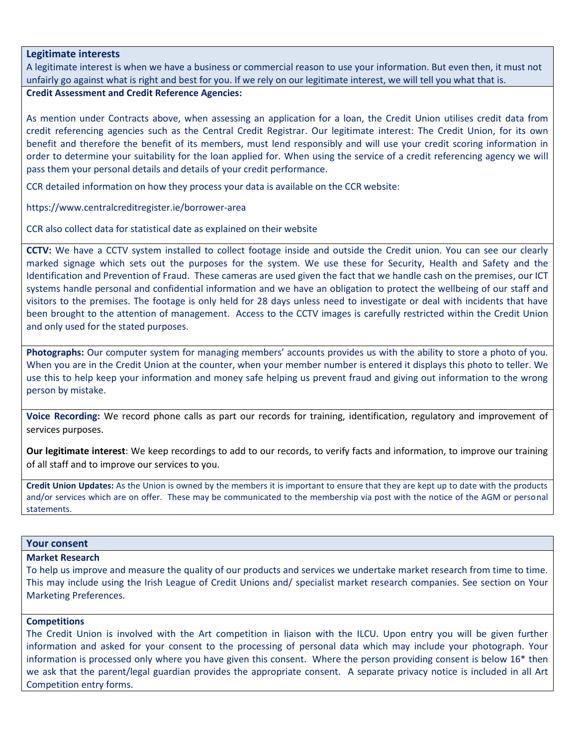## Legitimate interests

A legitimate interest is when we have a business or commercial reason to use your information. But even then, it must not unfairly go against what is right and best for you. If we rely on our legitimate interest, we will tell you what that is.

**Credit Assessment and Credit Reference Agencies:**

As mention under Contracts above, when assessing an application for a loan, the Credit Union utilises credit data from credit referencing agencies such as the Central Credit Registrar. Our legitimate interest: The Credit Union, for its own benefit and therefore the benefit of its members, must lend responsibly and will use your credit scoring information in order to determine your suitability for the loan applied for. When using the service of a credit referencing agency we will pass them your personal details and details of your credit performance.

CCR detailed information on how they process your data is available on the CCR website:

https://www.centralcreditregister.ie/borrower-area

CCR also collect data for statistical date as explained on their website

**CCTV:** We have a CCTV system installed to collect footage inside and outside the Credit union. You can see our clearly marked signage which sets out the purposes for the system. We use these for Security, Health and Safety and the Identification and Prevention of Fraud. These cameras are used given the fact that we handle cash on the premises, our ICT systems handle personal and confidential information and we have an obligation to protect the wellbeing of our staff and visitors to the premises. The footage is only held for 28 days unless need to investigate or deal with incidents that have been brought to the attention of management. Access to the CCTV images is carefully restricted within the Credit Union and only used for the stated purposes.

**Photographs:** Our computer system for managing members' accounts provides us with the ability to store a photo of you. When you are in the Credit Union at the counter, when your member number is entered it displays this photo to teller. We use this to help keep your information and money safe helping us prevent fraud and giving out information to the wrong person by mistake.

**Voice Recording:** We record phone calls as part our records for training, identification, regulatory and improvement of services purposes.

**Our legitimate interest**: We keep recordings to add to our records, to verify facts and information, to improve our training of all staff and to improve our services to you.

**Credit Union Updates:** As the Union is owned by the members it is important to ensure that they are kept up to date with the products and/or services which are on offer. These may be communicated to the membership via post with the notice of the AGM or personal statements.

## Your consent

**Market Research**

To help us improve and measure the quality of our products and services we undertake market research from time to time. This may include using the Irish League of Credit Unions and/ specialist market research companies. See section on Your Marketing Preferences.

**Competitions**

The Credit Union is involved with the Art competition in liaison with the ILCU. Upon entry you will be given further information and asked for your consent to the processing of personal data which may include your photograph. Your information is processed only where you have given this consent. Where the person providing consent is below 16* then we ask that the parent/legal guardian provides the appropriate consent. A separate privacy notice is included in all Art Competition entry forms.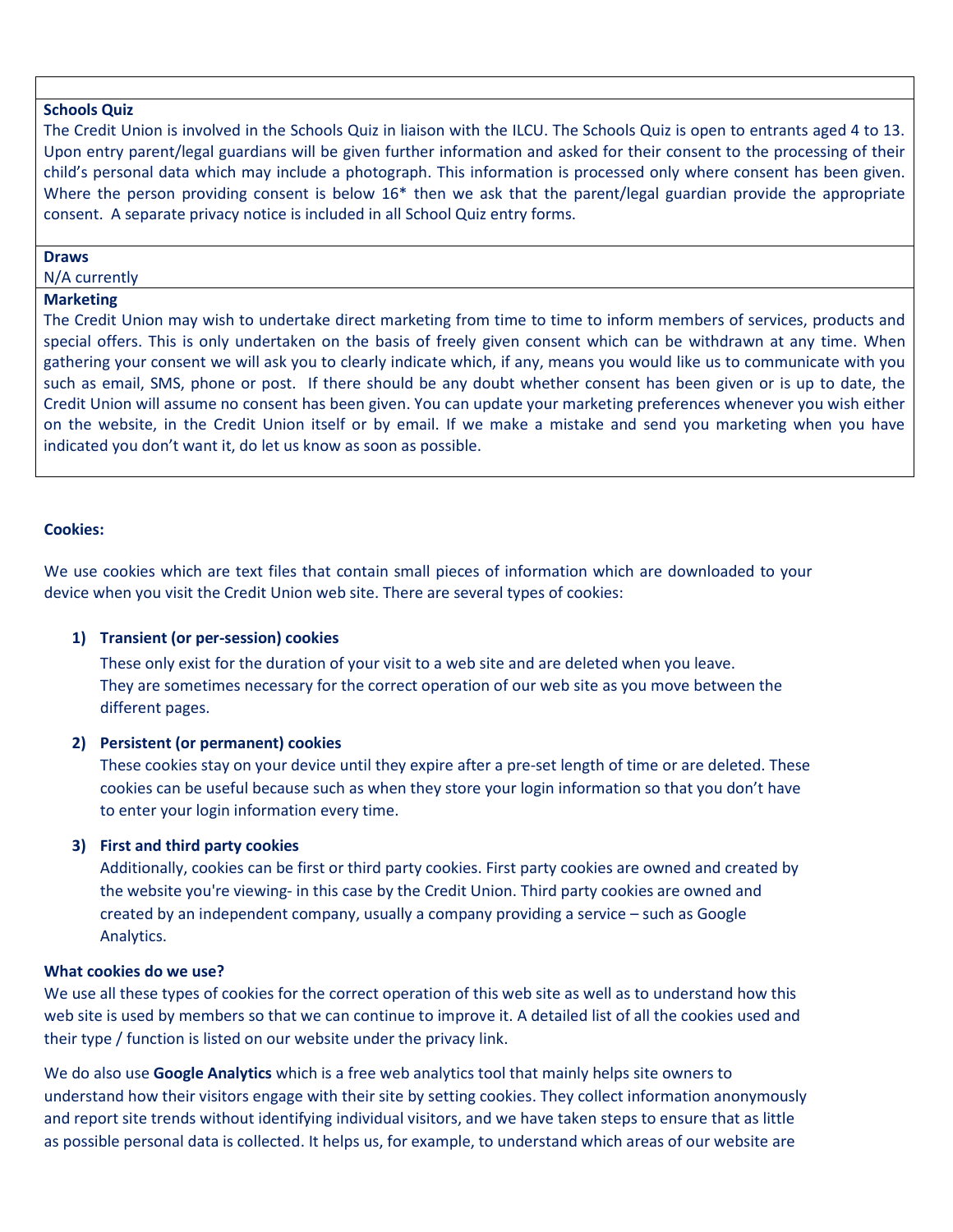**Schools Quiz**

The Credit Union is involved in the Schools Quiz in liaison with the ILCU. The Schools Quiz is open to entrants aged 4 to 13. Upon entry parent/legal guardians will be given further information and asked for their consent to the processing of their child's personal data which may include a photograph. This information is processed only where consent has been given. Where the person providing consent is below 16* then we ask that the parent/legal guardian provide the appropriate consent. A separate privacy notice is included in all School Quiz entry forms.

**Draws**

N/A currently

**Marketing**

The Credit Union may wish to undertake direct marketing from time to time to inform members of services, products and special offers. This is only undertaken on the basis of freely given consent which can be withdrawn at any time. When gathering your consent we will ask you to clearly indicate which, if any, means you would like us to communicate with you such as email, SMS, phone or post. If there should be any doubt whether consent has been given or is up to date, the Credit Union will assume no consent has been given. You can update your marketing preferences whenever you wish either on the website, in the Credit Union itself or by email. If we make a mistake and send you marketing when you have indicated you don't want it, do let us know as soon as possible.

**Cookies:**

We use cookies which are text files that contain small pieces of information which are downloaded to your device when you visit the Credit Union web site. There are several types of cookies:

1) **Transient (or per-session) cookies**

   These only exist for the duration of your visit to a web site and are deleted when you leave. They are sometimes necessary for the correct operation of our web site as you move between the different pages.

2) **Persistent (or permanent) cookies**

   These cookies stay on your device until they expire after a pre-set length of time or are deleted. These cookies can be useful because such as when they store your login information so that you don't have to enter your login information every time.

3) **First and third party cookies**

   Additionally, cookies can be first or third party cookies. First party cookies are owned and created by the website you're viewing- in this case by the Credit Union. Third party cookies are owned and created by an independent company, usually a company providing a service – such as Google Analytics.

**What cookies do we use?**

We use all these types of cookies for the correct operation of this web site as well as to understand how this web site is used by members so that we can continue to improve it. A detailed list of all the cookies used and their type / function is listed on our website under the privacy link.

We do also use **Google Analytics** which is a free web analytics tool that mainly helps site owners to understand how their visitors engage with their site by setting cookies. They collect information anonymously and report site trends without identifying individual visitors, and we have taken steps to ensure that as little as possible personal data is collected. It helps us, for example, to understand which areas of our website are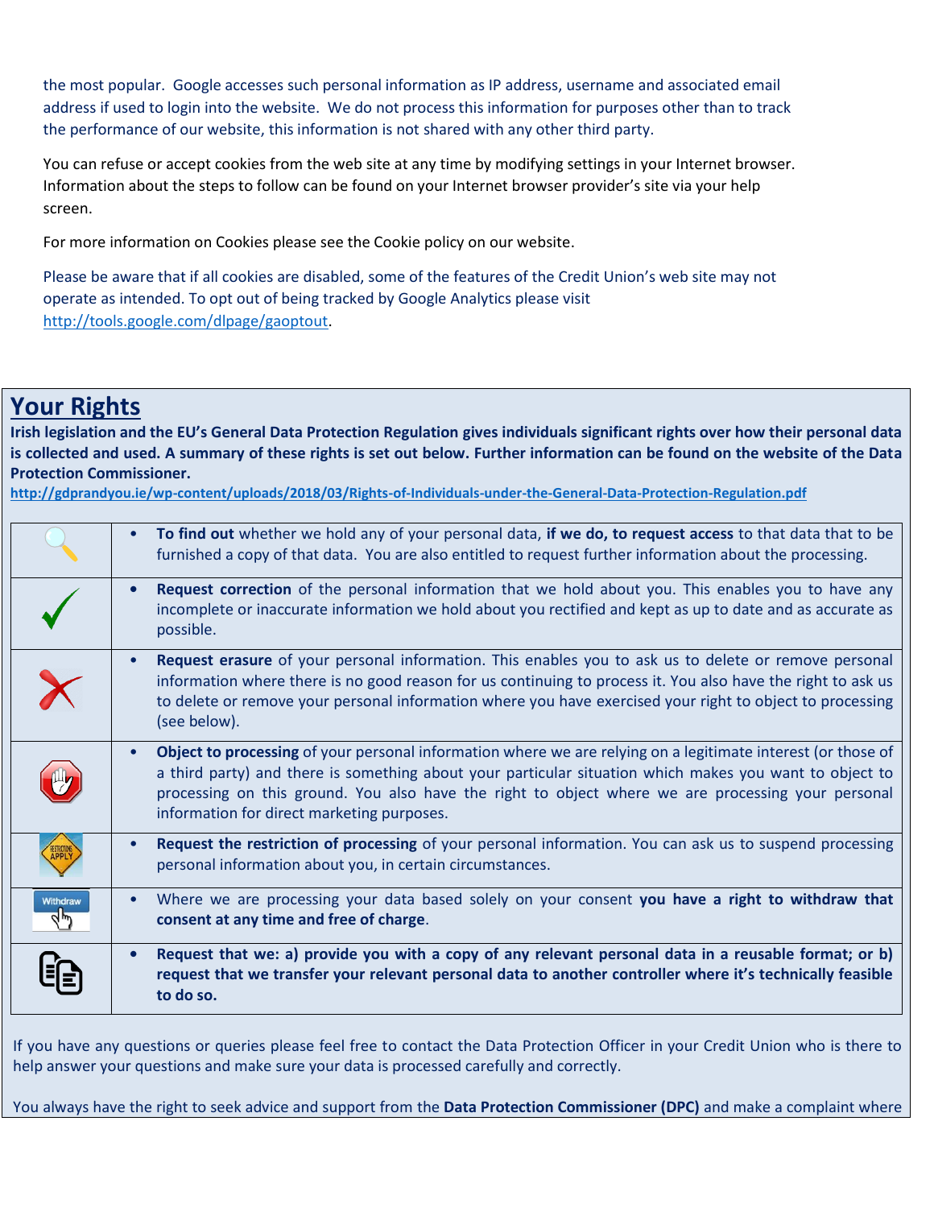the most popular. Google accesses such personal information as IP address, username and associated email address if used to login into the website. We do not process this information for purposes other than to track the performance of our website, this information is not shared with any other third party.

You can refuse or accept cookies from the web site at any time by modifying settings in your Internet browser. Information about the steps to follow can be found on your Internet browser provider's site via your help screen.

For more information on Cookies please see the Cookie policy on our website.

Please be aware that if all cookies are disabled, some of the features of the Credit Union's web site may not operate as intended. To opt out of being tracked by Google Analytics please visit http://tools.google.com/dlpage/gaoptout.

## Your Rights

**Irish legislation and the EU's General Data Protection Regulation gives individuals significant rights over how their personal data is collected and used. A summary of these rights is set out below. Further information can be found on the website of the Data Protection Commissioner.**
**http://gdprandyou.ie/wp-content/uploads/2018/03/Rights-of-Individuals-under-the-General-Data-Protection-Regulation.pdf**

- **To find out** whether we hold any of your personal data, **if we do, to request access** to that data that to be furnished a copy of that data. You are also entitled to request further information about the processing.
- **Request correction** of the personal information that we hold about you. This enables you to have any incomplete or inaccurate information we hold about you rectified and kept as up to date and as accurate as possible.
- **Request erasure** of your personal information. This enables you to ask us to delete or remove personal information where there is no good reason for us continuing to process it. You also have the right to ask us to delete or remove your personal information where you have exercised your right to object to processing (see below).
- **Object to processing** of your personal information where we are relying on a legitimate interest (or those of a third party) and there is something about your particular situation which makes you want to object to processing on this ground. You also have the right to object where we are processing your personal information for direct marketing purposes.
- **Request the restriction of processing** of your personal information. You can ask us to suspend processing personal information about you, in certain circumstances.
- Where we are processing your data based solely on your consent **you have a right to withdraw that consent at any time and free of charge**.
- **Request that we: a) provide you with a copy of any relevant personal data in a reusable format; or b) request that we transfer your relevant personal data to another controller where it's technically feasible to do so.**

If you have any questions or queries please feel free to contact the Data Protection Officer in your Credit Union who is there to help answer your questions and make sure your data is processed carefully and correctly.

You always have the right to seek advice and support from the **Data Protection Commissioner (DPC)** and make a complaint where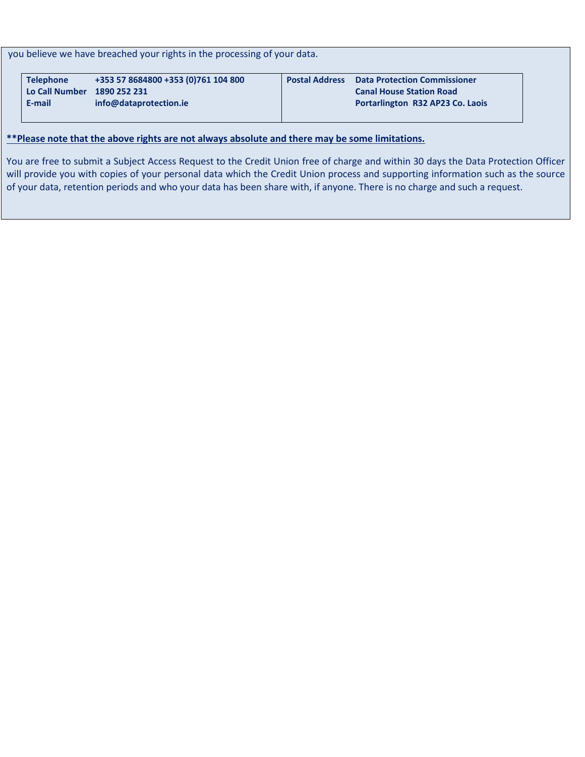you believe we have breached your rights in the processing of your data.

| | | | |
|---|---|---|---|
| **Telephone** | **+353 57 8684800 +353 (0)761 104 800** | **Postal Address** | **Data Protection Commissioner** |
| **Lo Call Number** | **1890 252 231** | | **Canal House Station Road** |
| **E-mail** | **info@dataprotection.ie** | | **Portarlington R32 AP23 Co. Laois** |

**<u>**Please note that the above rights are not always absolute and there may be some limitations.</u>**

You are free to submit a Subject Access Request to the Credit Union free of charge and within 30 days the Data Protection Officer will provide you with copies of your personal data which the Credit Union process and supporting information such as the source of your data, retention periods and who your data has been share with, if anyone. There is no charge and such a request.